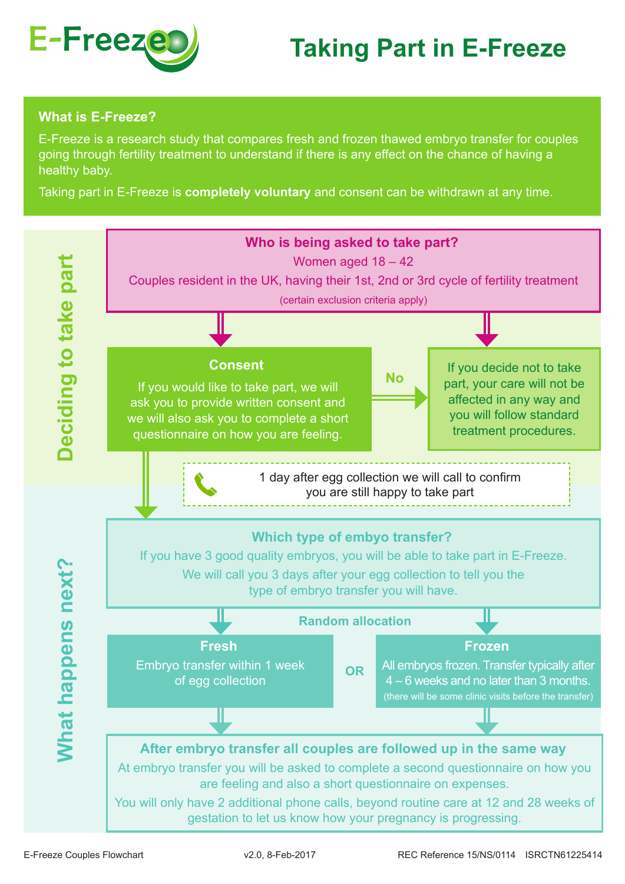# Taking Part in E-Freeze

## What is E-Freeze?

E-Freeze is a research study that compares fresh and frozen thawed embryo transfer for couples going through fertility treatment to understand if there is any effect on the chance of having a healthy baby.

Taking part in E-Freeze is **completely voluntary** and consent can be withdrawn at any time.

## Deciding to take part

### Who is being asked to take part?

Women aged 18 – 42

Couples resident in the UK, having their 1st, 2nd or 3rd cycle of fertility treatment

(certain exclusion criteria apply)

### Consent

If you would like to take part, we will ask you to provide written consent and we will also ask you to complete a short questionnaire on how you are feeling.

**No** → If you decide not to take part, your care will not be affected in any way and you will follow standard treatment procedures.

1 day after egg collection we will call to confirm you are still happy to take part

## What happens next?

### Which type of embyo transfer?

If you have 3 good quality embryos, you will be able to take part in E-Freeze.

We will call you 3 days after your egg collection to tell you the type of embryo transfer you will have.

**Random allocation**

**Fresh**

Embryo transfer within 1 week of egg collection

OR

**Frozen**

All embryos frozen. Transfer typically after 4 – 6 weeks and no later than 3 months.

(there will be some clinic visits before the transfer)

### After embryo transfer all couples are followed up in the same way

At embryo transfer you will be asked to complete a second questionnaire on how you are feeling and also a short questionnaire on expenses.

You will only have 2 additional phone calls, beyond routine care at 12 and 28 weeks of gestation to let us know how your pregnancy is progressing.

E-Freeze Couples Flowchart v2.0, 8-Feb-2017 REC Reference 15/NS/0114 ISRCTN61225414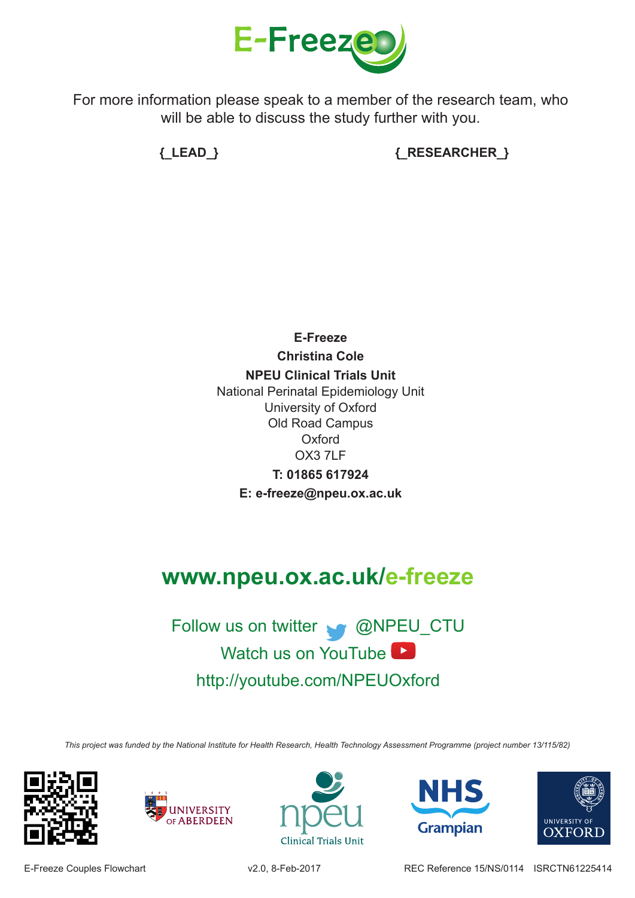# E-Freeze

For more information please speak to a member of the research team, who will be able to discuss the study further with you.

**{_LEAD_}** **{_RESEARCHER_}**

**E-Freeze**
**Christina Cole**
**NPEU Clinical Trials Unit**
National Perinatal Epidemiology Unit
University of Oxford
Old Road Campus
Oxford
OX3 7LF
**T: 01865 617924**
**E: e-freeze@npeu.ox.ac.uk**

## www.npeu.ox.ac.uk/e-freeze

Follow us on twitter @NPEU_CTU
Watch us on YouTube
http://youtube.com/NPEUOxford

*This project was funded by the National Institute for Health Research, Health Technology Assessment Programme (project number 13/115/82)*

UNIVERSITY OF ABERDEEN
npeu Clinical Trials Unit
NHS Grampian
UNIVERSITY OF OXFORD

E-Freeze Couples Flowchart v2.0, 8-Feb-2017 REC Reference 15/NS/0114 ISRCTN61225414